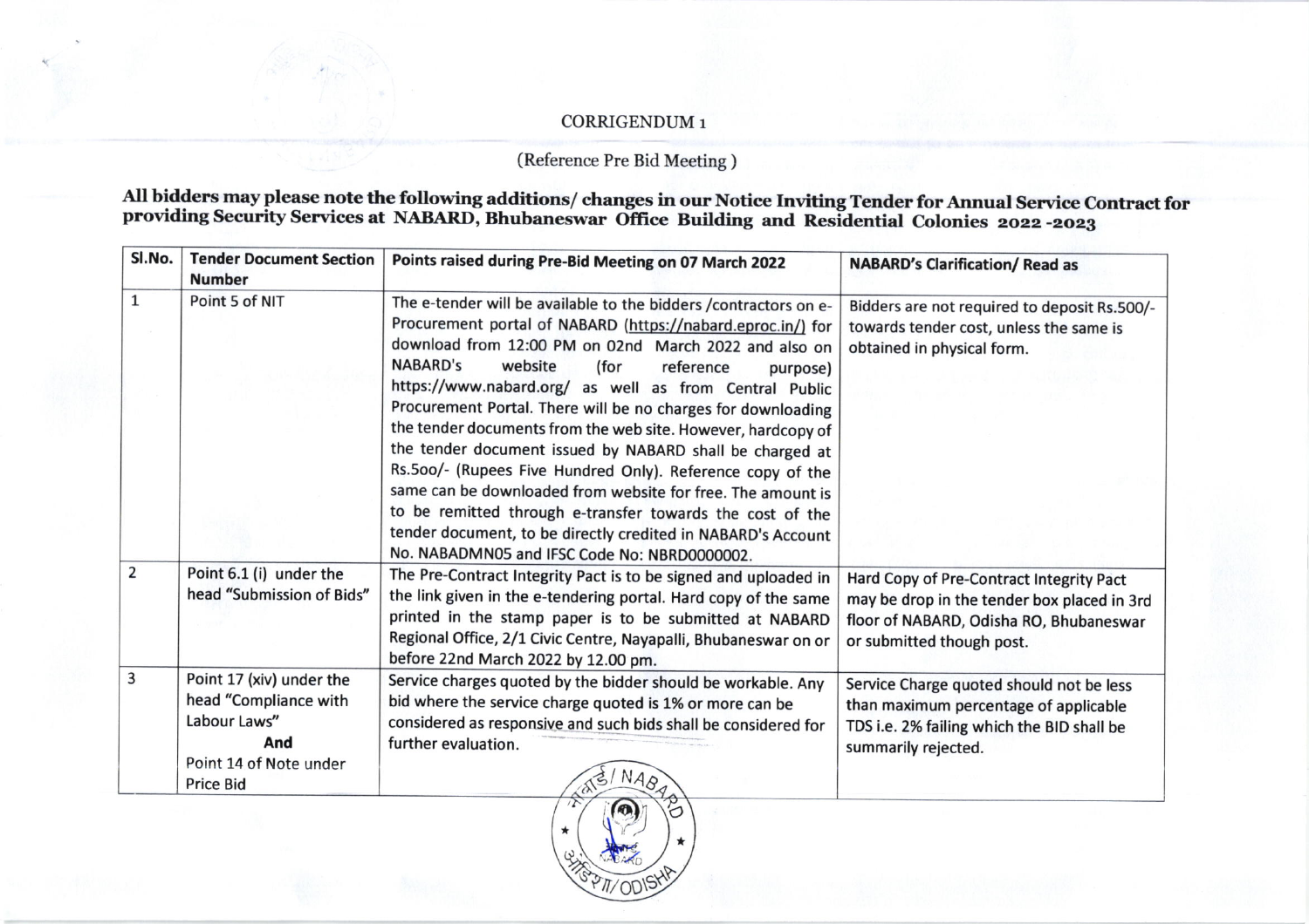CORRIGENDUM 1

(Reference Pre Bid Meeting )

**All bidders may please note the following additions/ changes in our Notice Inviting Tender for Annual Service Contract for providing Security Services at NABARD, Bhubaneswar Office Building and Residential Colonies 2022 -2023**

| Sl.No. | Tender Document Section Number | Points raised during Pre-Bid Meeting on 07 March 2022 | NABARD's Clarification/ Read as |
|---|---|---|---|
| 1 | Point 5 of NIT | The e-tender will be available to the bidders /contractors on e-Procurement portal of NABARD (https://nabard.eproc.in/) for download from 12:00 PM on 02nd March 2022 and also on NABARD's website (for reference purpose) https://www.nabard.org/ as well as from Central Public Procurement Portal. There will be no charges for downloading the tender documents from the web site. However, hardcopy of the tender document issued by NABARD shall be charged at Rs.500/- (Rupees Five Hundred Only). Reference copy of the same can be downloaded from website for free. The amount is to be remitted through e-transfer towards the cost of the tender document, to be directly credited in NABARD's Account No. NABADMN05 and IFSC Code No: NBRD0000002. | Bidders are not required to deposit Rs.500/- towards tender cost, unless the same is obtained in physical form. |
| 2 | Point 6.1 (i) under the head "Submission of Bids" | The Pre-Contract Integrity Pact is to be signed and uploaded in the link given in the e-tendering portal. Hard copy of the same printed in the stamp paper is to be submitted at NABARD Regional Office, 2/1 Civic Centre, Nayapalli, Bhubaneswar on or before 22nd March 2022 by 12.00 pm. | Hard Copy of Pre-Contract Integrity Pact may be drop in the tender box placed in 3rd floor of NABARD, Odisha RO, Bhubaneswar or submitted though post. |
| 3 | Point 17 (xiv) under the head "Compliance with Labour Laws" **And** Point 14 of Note under Price Bid | Service charges quoted by the bidder should be workable. Any bid where the service charge quoted is 1% or more can be considered as responsive and such bids shall be considered for further evaluation. | Service Charge quoted should not be less than maximum percentage of applicable TDS i.e. 2% failing which the BID shall be summarily rejected. |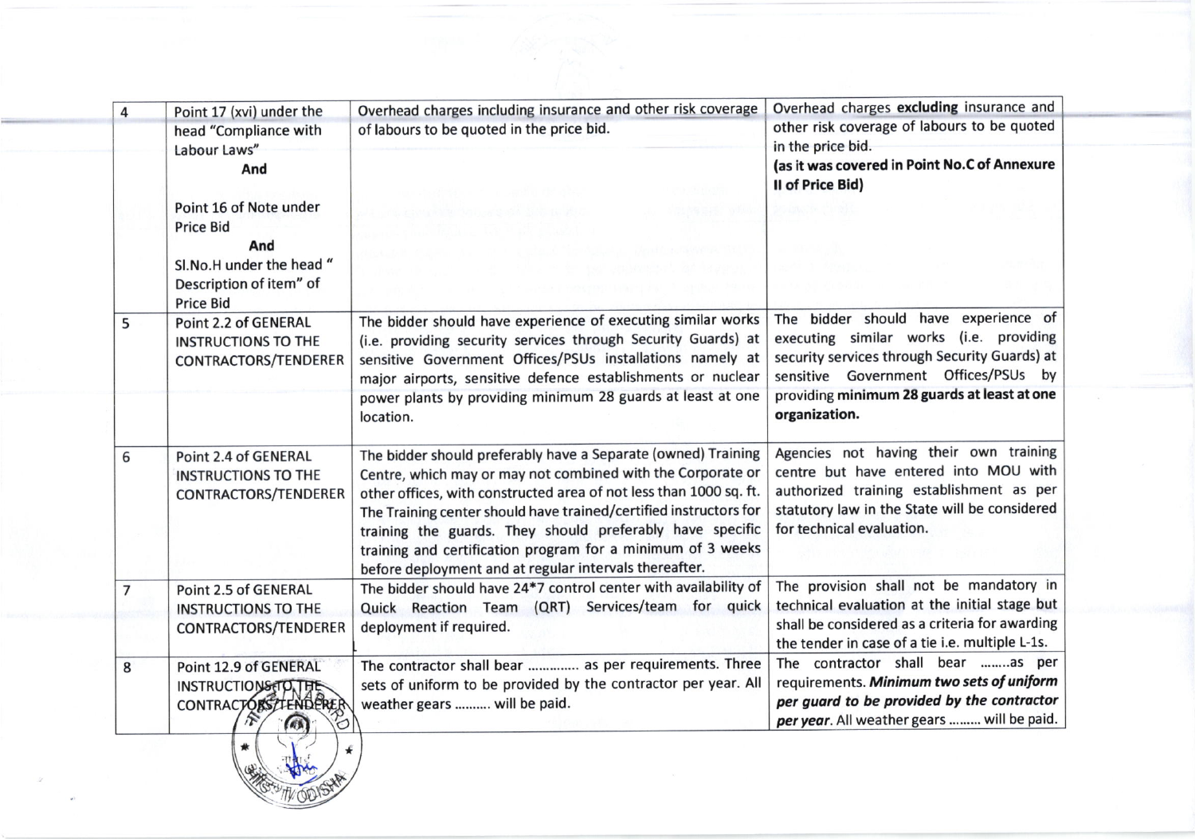| | | | |
|---|---|---|---|
| 4 | Point 17 (xvi) under the head "Compliance with Labour Laws"<br>**And**<br>Point 16 of Note under Price Bid<br>**And**<br>Sl.No.H under the head " Description of item" of Price Bid | Overhead charges including insurance and other risk coverage of labours to be quoted in the price bid. | Overhead charges **excluding** insurance and other risk coverage of labours to be quoted in the price bid.<br>**(as it was covered in Point No.C of Annexure II of Price Bid)** |
| 5 | Point 2.2 of GENERAL INSTRUCTIONS TO THE CONTRACTORS/TENDERER | The bidder should have experience of executing similar works (i.e. providing security services through Security Guards) at sensitive Government Offices/PSUs installations namely at major airports, sensitive defence establishments or nuclear power plants by providing minimum 28 guards at least at one location. | The bidder should have experience of executing similar works (i.e. providing security services through Security Guards) at sensitive Government Offices/PSUs by providing **minimum 28 guards at least at one organization.** |
| 6 | Point 2.4 of GENERAL INSTRUCTIONS TO THE CONTRACTORS/TENDERER | The bidder should preferably have a Separate (owned) Training Centre, which may or may not combined with the Corporate or other offices, with constructed area of not less than 1000 sq. ft. The Training center should have trained/certified instructors for training the guards. They should preferably have specific training and certification program for a minimum of 3 weeks before deployment and at regular intervals thereafter. | Agencies not having their own training centre but have entered into MOU with authorized training establishment as per statutory law in the State will be considered for technical evaluation. |
| 7 | Point 2.5 of GENERAL INSTRUCTIONS TO THE CONTRACTORS/TENDERER | The bidder should have 24*7 control center with availability of Quick Reaction Team (QRT) Services/team for quick deployment if required. | The provision shall not be mandatory in technical evaluation at the initial stage but shall be considered as a criteria for awarding the tender in case of a tie i.e. multiple L-1s. |
| 8 | Point 12.9 of GENERAL INSTRUCTIONS TO THE CONTRACTORS/TENDERER | The contractor shall bear .............. as per requirements. Three sets of uniform to be provided by the contractor per year. All weather gears .......... will be paid. | The contractor shall bear ........as per requirements. ***Minimum two sets of uniform per guard to be provided by the contractor per year.*** All weather gears ......... will be paid. |